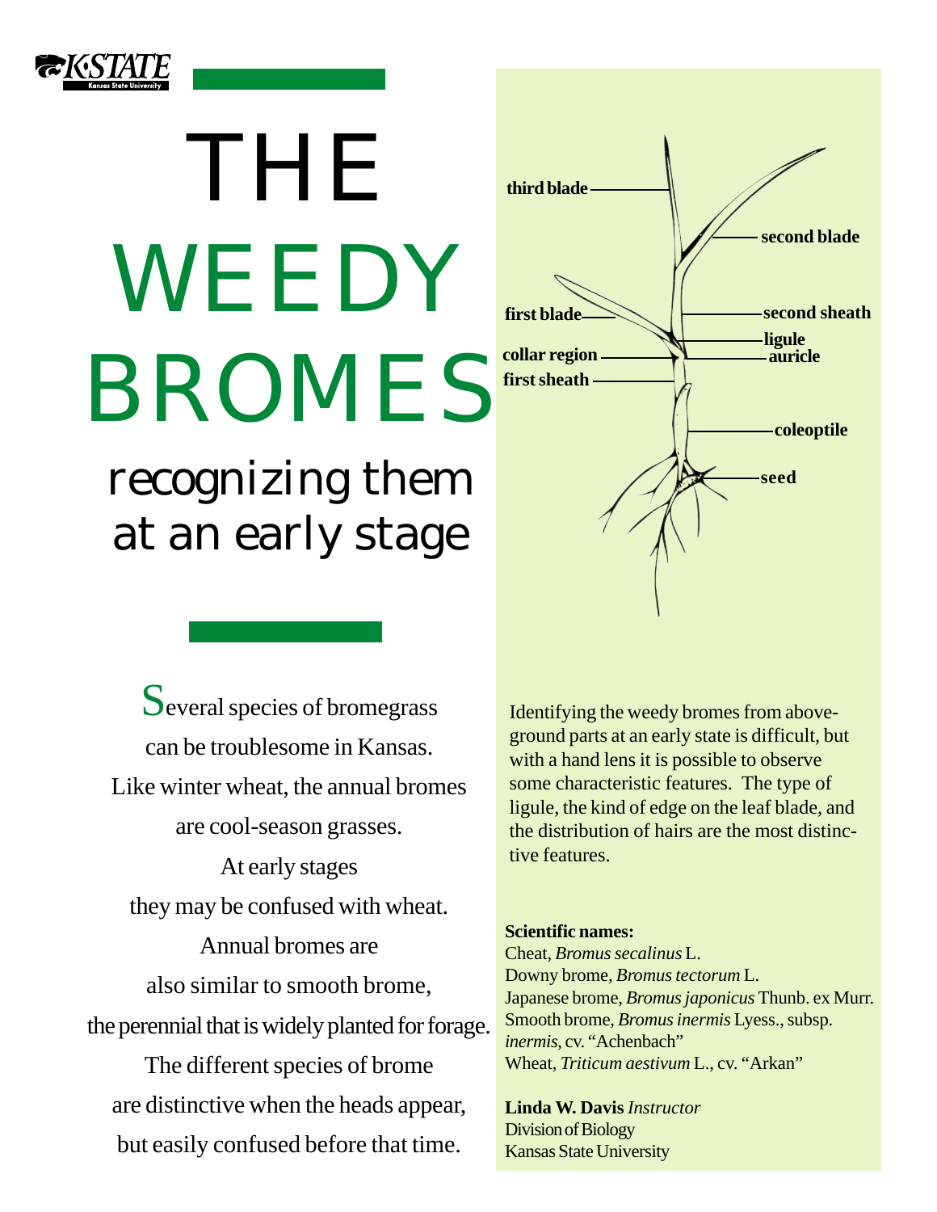# THE WEEDY BROMES

## recognizing them at an early stage

Several species of bromegrass can be troublesome in Kansas. Like winter wheat, the annual bromes are cool-season grasses. At early stages they may be confused with wheat. Annual bromes are also similar to smooth brome, the perennial that is widely planted for forage. The different species of brome are distinctive when the heads appear, but easily confused before that time.

third blade

second blade

first blade

second sheath

ligule

collar region

auricle

first sheath

coleoptile

seed

Identifying the weedy bromes from aboveground parts at an early state is difficult, but with a hand lens it is possible to observe some characteristic features. The type of ligule, the kind of edge on the leaf blade, and the distribution of hairs are the most distinctive features.

**Scientific names:**
Cheat, *Bromus secalinus* L.
Downy brome, *Bromus tectorum* L.
Japanese brome, *Bromus japonicus* Thunb. ex Murr.
Smooth brome, *Bromus inermis* Lyess., subsp. *inermis*, cv. "Achenbach"
Wheat, *Triticum aestivum* L., cv. "Arkan"

**Linda W. Davis** *Instructor*
Division of Biology
Kansas State University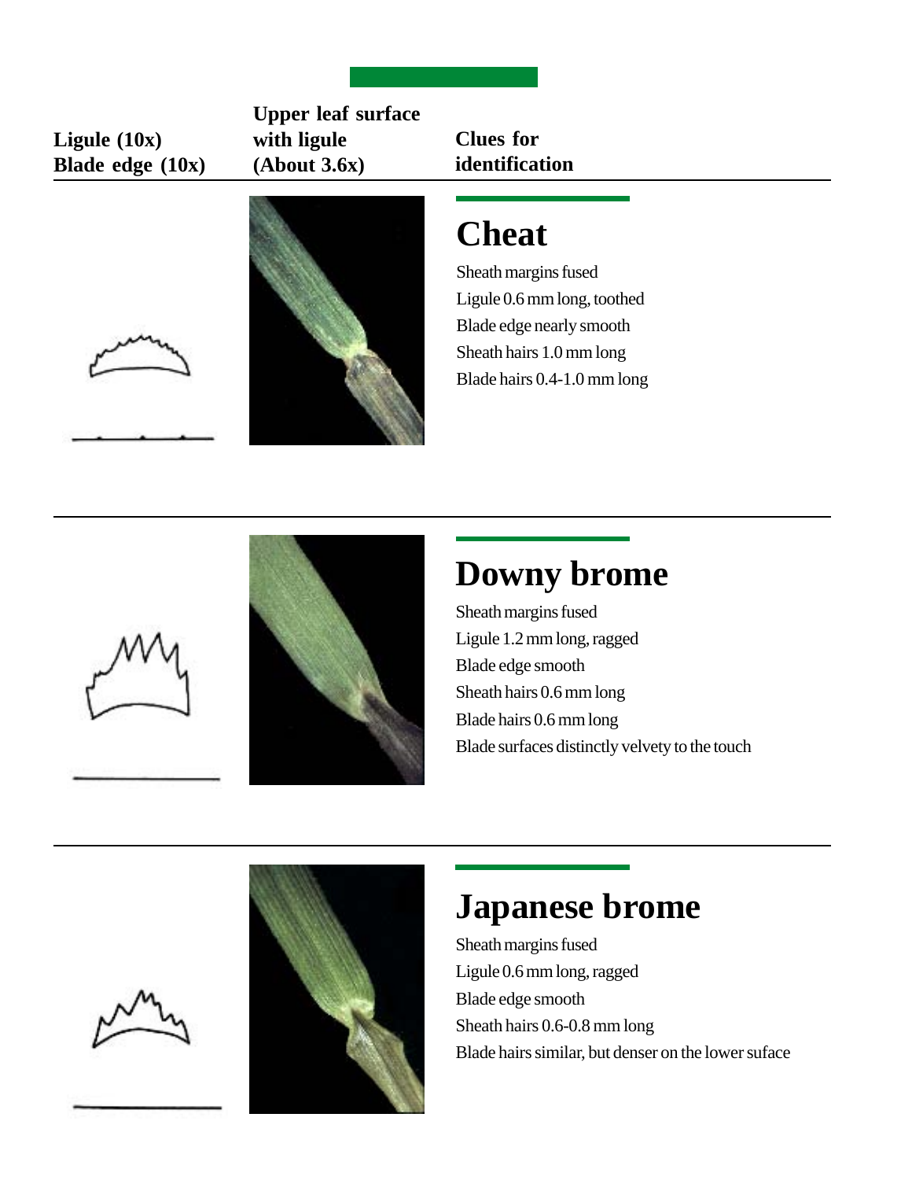| Ligule (10x) Blade edge (10x) | Upper leaf surface with ligule (About 3.6x) | Clues for identification |
| --- | --- | --- |

## Cheat

Sheath margins fused
Ligule 0.6 mm long, toothed
Blade edge nearly smooth
Sheath hairs 1.0 mm long
Blade hairs 0.4-1.0 mm long

## Downy brome

Sheath margins fused
Ligule 1.2 mm long, ragged
Blade edge smooth
Sheath hairs 0.6 mm long
Blade hairs 0.6 mm long
Blade surfaces distinctly velvety to the touch

## Japanese brome

Sheath margins fused
Ligule 0.6 mm long, ragged
Blade edge smooth
Sheath hairs 0.6-0.8 mm long
Blade hairs similar, but denser on the lower suface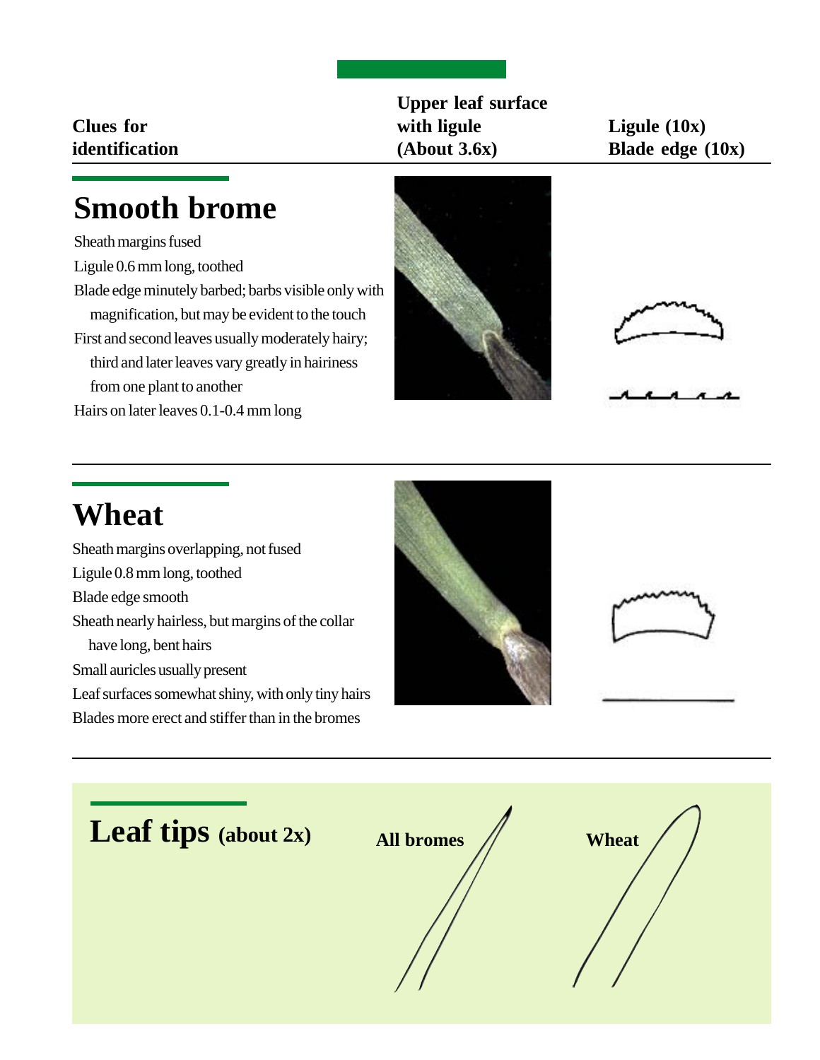| Clues for identification | Upper leaf surface with ligule (About 3.6x) | Ligule (10x) Blade edge (10x) |
|---|---|---|

## Smooth brome

Sheath margins fused

Ligule 0.6 mm long, toothed

Blade edge minutely barbed; barbs visible only with magnification, but may be evident to the touch

First and second leaves usually moderately hairy; third and later leaves vary greatly in hairiness from one plant to another

Hairs on later leaves 0.1-0.4 mm long

## Wheat

Sheath margins overlapping, not fused

Ligule 0.8 mm long, toothed

Blade edge smooth

Sheath nearly hairless, but margins of the collar have long, bent hairs

Small auricles usually present

Leaf surfaces somewhat shiny, with only tiny hairs

Blades more erect and stiffer than in the bromes

## Leaf tips (about 2x)

All bromes

Wheat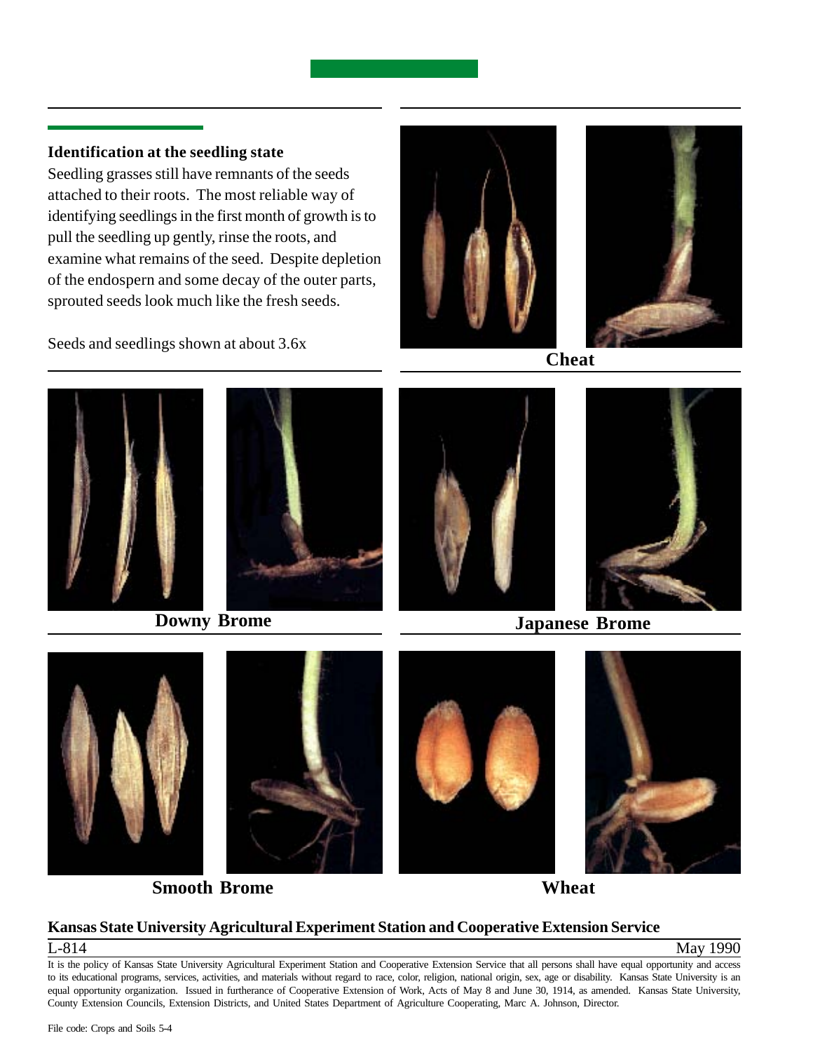### Identification at the seedling state

Seedling grasses still have remnants of the seeds attached to their roots. The most reliable way of identifying seedlings in the first month of growth is to pull the seedling up gently, rinse the roots, and examine what remains of the seed. Despite depletion of the endospern and some decay of the outer parts, sprouted seeds look much like the fresh seeds.

Seeds and seedlings shown at about 3.6x

**Cheat**

**Downy Brome**

**Japanese Brome**

**Smooth Brome**

**Wheat**

**Kansas State University Agricultural Experiment Station and Cooperative Extension Service**

L-814 May 1990

It is the policy of Kansas State University Agricultural Experiment Station and Cooperative Extension Service that all persons shall have equal opportunity and access to its educational programs, services, activities, and materials without regard to race, color, religion, national origin, sex, age or disability. Kansas State University is an equal opportunity organization. Issued in furtherance of Cooperative Extension of Work, Acts of May 8 and June 30, 1914, as amended. Kansas State University, County Extension Councils, Extension Districts, and United States Department of Agriculture Cooperating, Marc A. Johnson, Director.

File code: Crops and Soils 5-4